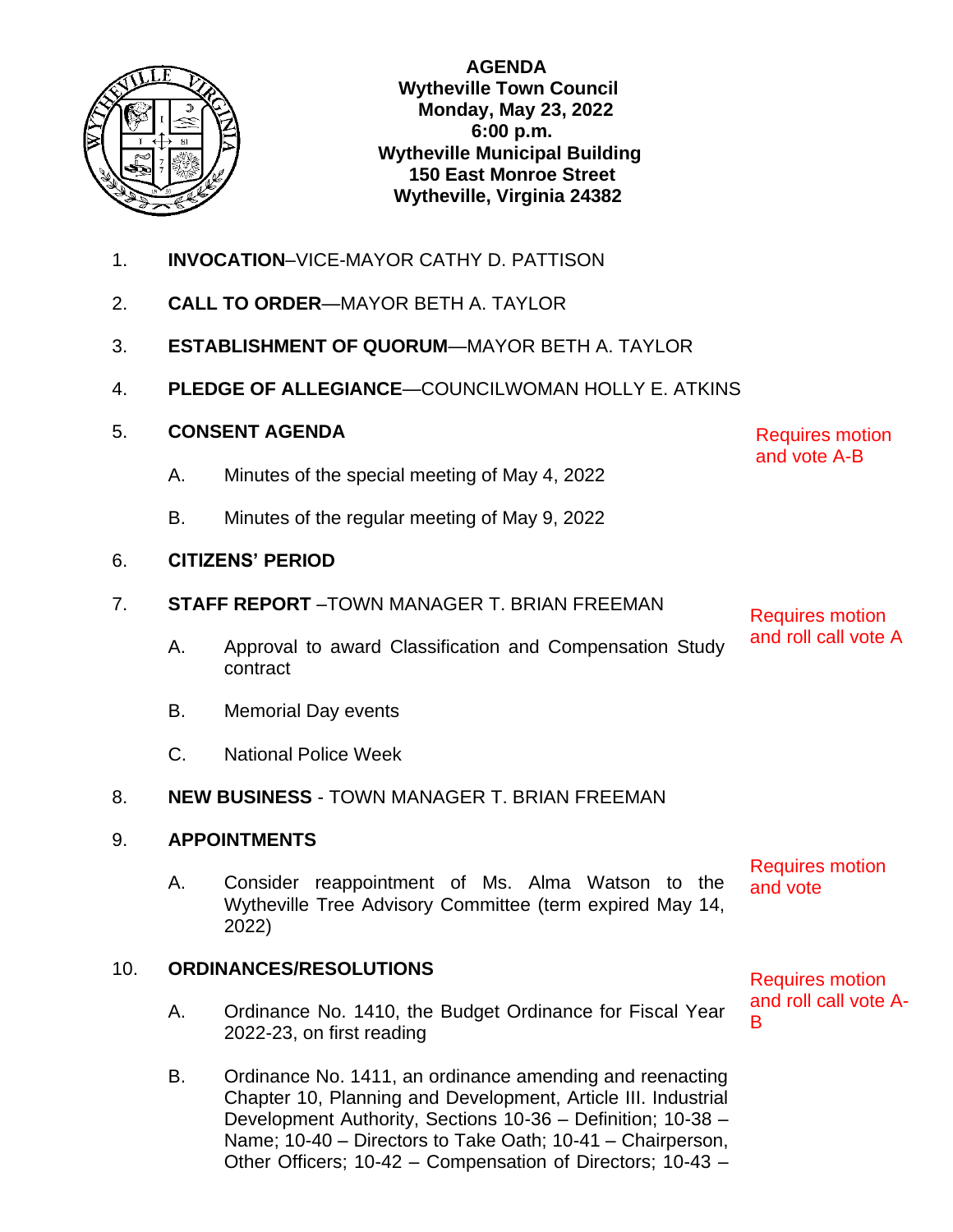**AGENDA**
**Wytheville Town Council**
**Monday, May 23, 2022**
**6:00 p.m.**
**Wytheville Municipal Building**
**150 East Monroe Street**
**Wytheville, Virginia 24382**

1. **INVOCATION**–VICE-MAYOR CATHY D. PATTISON

2. **CALL TO ORDER**—MAYOR BETH A. TAYLOR

3. **ESTABLISHMENT OF QUORUM**—MAYOR BETH A. TAYLOR

4. **PLEDGE OF ALLEGIANCE**—COUNCILWOMAN HOLLY E. ATKINS

5. **CONSENT AGENDA** — Requires motion and vote A-B

   A. Minutes of the special meeting of May 4, 2022

   B. Minutes of the regular meeting of May 9, 2022

6. **CITIZENS' PERIOD**

7. **STAFF REPORT** –TOWN MANAGER T. BRIAN FREEMAN — Requires motion and roll call vote A

   A. Approval to award Classification and Compensation Study contract

   B. Memorial Day events

   C. National Police Week

8. **NEW BUSINESS** - TOWN MANAGER T. BRIAN FREEMAN

9. **APPOINTMENTS**

   A. Consider reappointment of Ms. Alma Watson to the Wytheville Tree Advisory Committee (term expired May 14, 2022) — Requires motion and vote

10. **ORDINANCES/RESOLUTIONS** — Requires motion and roll call vote A-B

    A. Ordinance No. 1410, the Budget Ordinance for Fiscal Year 2022-23, on first reading

    B. Ordinance No. 1411, an ordinance amending and reenacting Chapter 10, Planning and Development, Article III. Industrial Development Authority, Sections 10-36 – Definition; 10-38 – Name; 10-40 – Directors to Take Oath; 10-41 – Chairperson, Other Officers; 10-42 – Compensation of Directors; 10-43 –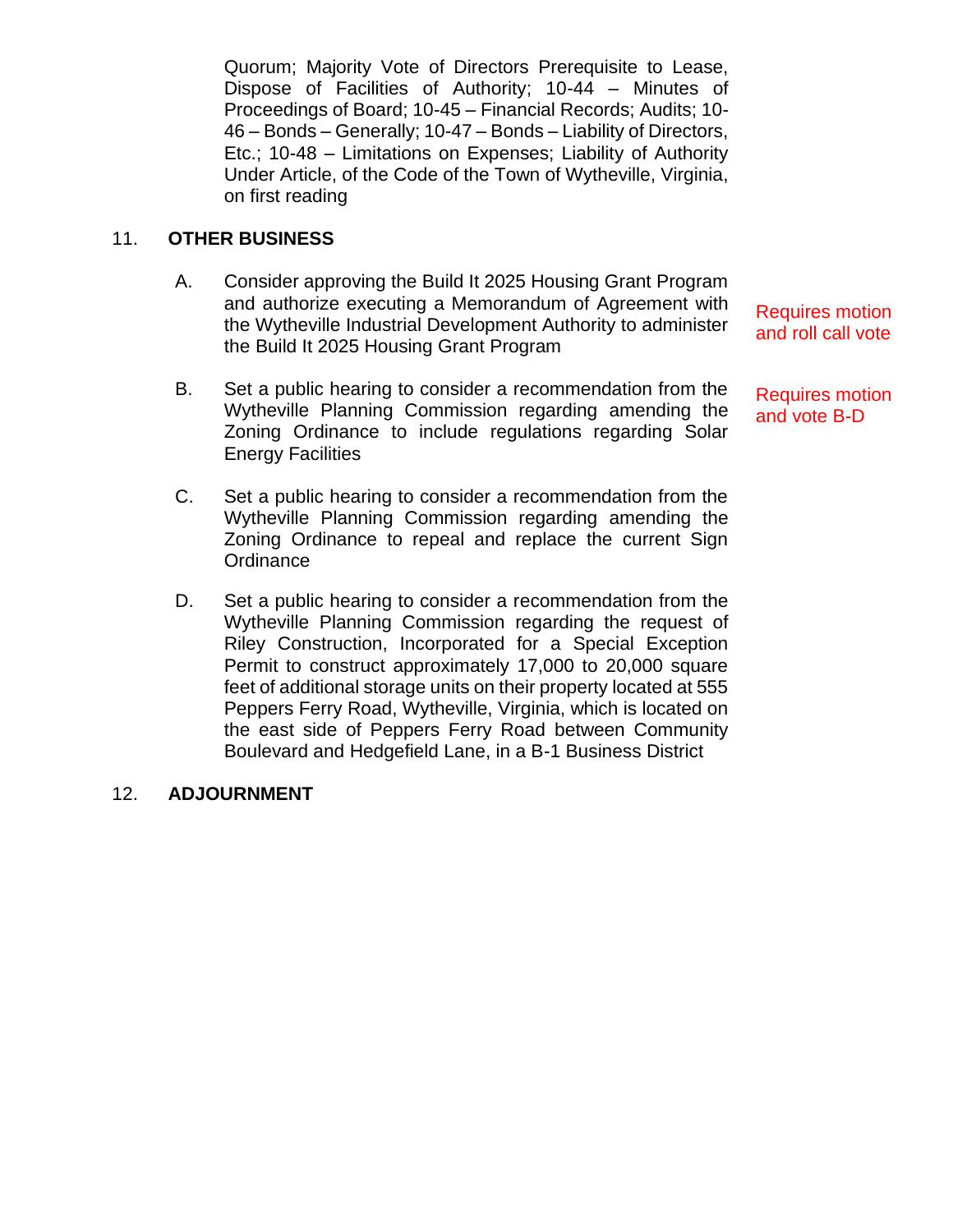Quorum; Majority Vote of Directors Prerequisite to Lease, Dispose of Facilities of Authority; 10-44 – Minutes of Proceedings of Board; 10-45 – Financial Records; Audits; 10-46 – Bonds – Generally; 10-47 – Bonds – Liability of Directors, Etc.; 10-48 – Limitations on Expenses; Liability of Authority Under Article, of the Code of the Town of Wytheville, Virginia, on first reading

11. **OTHER BUSINESS**

A. Consider approving the Build It 2025 Housing Grant Program and authorize executing a Memorandum of Agreement with the Wytheville Industrial Development Authority to administer the Build It 2025 Housing Grant Program

Requires motion and roll call vote

B. Set a public hearing to consider a recommendation from the Wytheville Planning Commission regarding amending the Zoning Ordinance to include regulations regarding Solar Energy Facilities

Requires motion and vote B-D

C. Set a public hearing to consider a recommendation from the Wytheville Planning Commission regarding amending the Zoning Ordinance to repeal and replace the current Sign Ordinance

D. Set a public hearing to consider a recommendation from the Wytheville Planning Commission regarding the request of Riley Construction, Incorporated for a Special Exception Permit to construct approximately 17,000 to 20,000 square feet of additional storage units on their property located at 555 Peppers Ferry Road, Wytheville, Virginia, which is located on the east side of Peppers Ferry Road between Community Boulevard and Hedgefield Lane, in a B-1 Business District

12. **ADJOURNMENT**